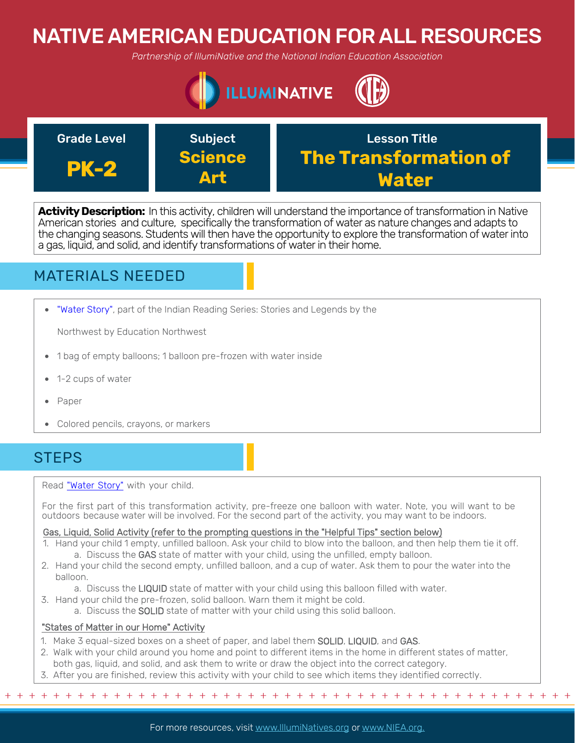# NATIVE AMERICAN EDUCATION FOR ALL RESOURCES

*Partnership of IllumiNative and the National Indian Education Association*

| Grade Level | Subject | Lesson Title |
|---|---|---|
| **PK-2** | **Science Art** | **The Transformation of Water** |

**Activity Description:** In this activity, children will understand the importance of transformation in Native American stories and culture, specifically the transformation of water as nature changes and adapts to the changing seasons. Students will then have the opportunity to explore the transformation of water into a gas, liquid, and solid, and identify transformations of water in their home.

## MATERIALS NEEDED

- "Water Story", part of the Indian Reading Series: Stories and Legends by the Northwest by Education Northwest
- 1 bag of empty balloons; 1 balloon pre-frozen with water inside
- 1-2 cups of water
- Paper
- Colored pencils, crayons, or markers

## STEPS

Read "Water Story" with your child.

For the first part of this transformation activity, pre-freeze one balloon with water. Note, you will want to be outdoors because water will be involved. For the second part of the activity, you may want to be indoors.

Gas, Liquid, Solid Activity (refer to the prompting questions in the "Helpful Tips" section below)

1. Hand your child 1 empty, unfilled balloon. Ask your child to blow into the balloon, and then help them tie it off.
   a. Discuss the GAS state of matter with your child, using the unfilled, empty balloon.
2. Hand your child the second empty, unfilled balloon, and a cup of water. Ask them to pour the water into the balloon.
   a. Discuss the LIQUID state of matter with your child using this balloon filled with water.
3. Hand your child the pre-frozen, solid balloon. Warn them it might be cold.
   a. Discuss the SOLID state of matter with your child using this solid balloon.

"States of Matter in our Home" Activity

1. Make 3 equal-sized boxes on a sheet of paper, and label them SOLID, LIQUID, and GAS.
2. Walk with your child around you home and point to different items in the home in different states of matter, both gas, liquid, and solid, and ask them to write or draw the object into the correct category.
3. After you are finished, review this activity with your child to see which items they identified correctly.

For more resources, visit www.IllumiNatives.org or www.NIEA.org.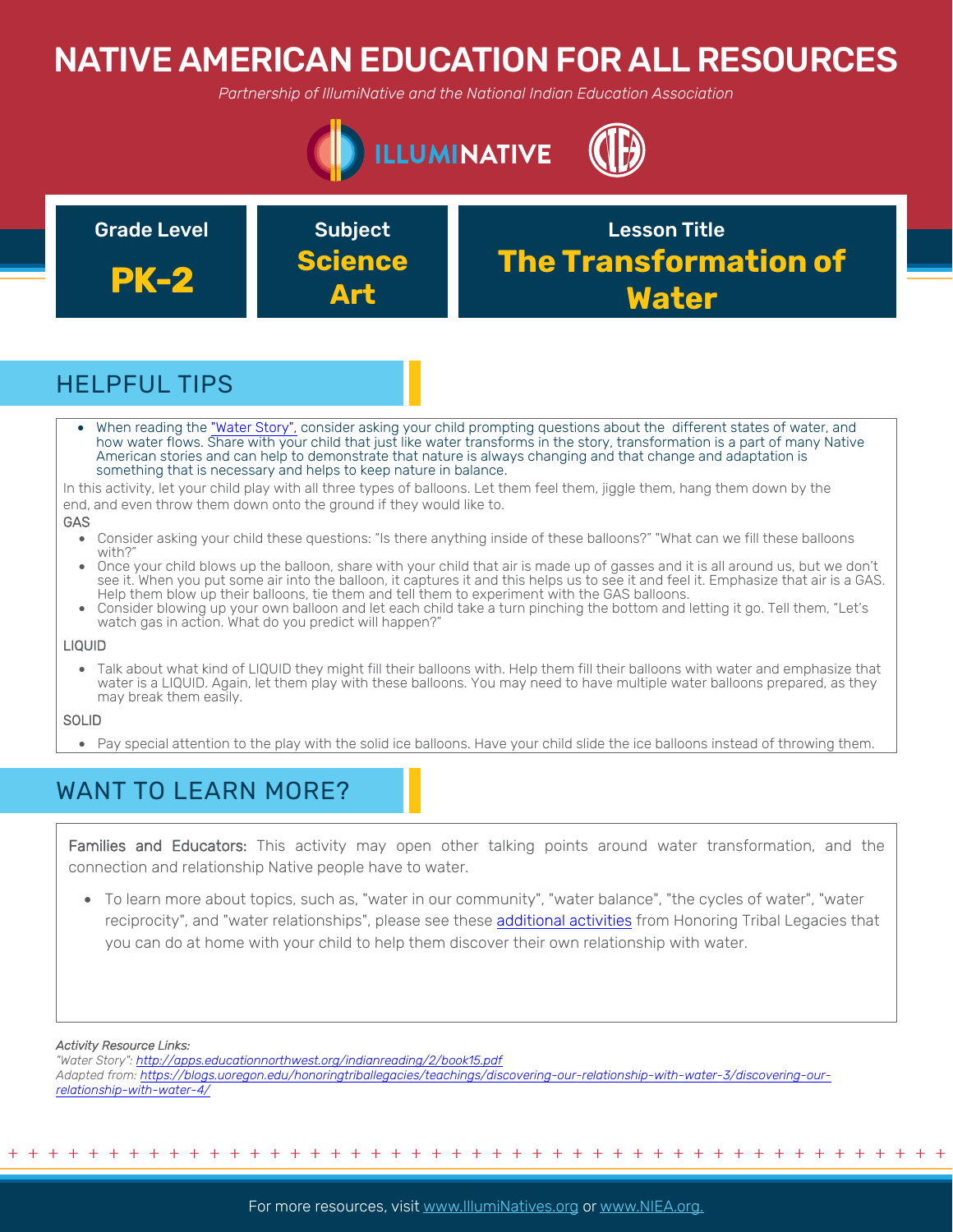# NATIVE AMERICAN EDUCATION FOR ALL RESOURCES

*Partnership of IllumiNative and the National Indian Education Association*

| Grade Level | Subject | Lesson Title |
|---|---|---|
| **PK-2** | **Science Art** | **The Transformation of Water** |

## HELPFUL TIPS

- When reading the "Water Story", consider asking your child prompting questions about the different states of water, and how water flows. Share with your child that just like water transforms in the story, transformation is a part of many Native American stories and can help to demonstrate that nature is always changing and that change and adaptation is something that is necessary and helps to keep nature in balance.

In this activity, let your child play with all three types of balloons. Let them feel them, jiggle them, hang them down by the end, and even throw them down onto the ground if they would like to.

GAS

- Consider asking your child these questions: "Is there anything inside of these balloons?" "What can we fill these balloons with?"
- Once your child blows up the balloon, share with your child that air is made up of gasses and it is all around us, but we don't see it. When you put some air into the balloon, it captures it and this helps us to see it and feel it. Emphasize that air is a GAS. Help them blow up their balloons, tie them and tell them to experiment with the GAS balloons.
- Consider blowing up your own balloon and let each child take a turn pinching the bottom and letting it go. Tell them, "Let's watch gas in action. What do you predict will happen?"

LIQUID

- Talk about what kind of LIQUID they might fill their balloons with. Help them fill their balloons with water and emphasize that water is a LIQUID. Again, let them play with these balloons. You may need to have multiple water balloons prepared, as they may break them easily.

SOLID

- Pay special attention to the play with the solid ice balloons. Have your child slide the ice balloons instead of throwing them.

## WANT TO LEARN MORE?

**Families and Educators:** This activity may open other talking points around water transformation, and the connection and relationship Native people have to water.

- To learn more about topics, such as, "water in our community", "water balance", "the cycles of water", "water reciprocity", and "water relationships", please see these additional activities from Honoring Tribal Legacies that you can do at home with your child to help them discover their own relationship with water.

*Activity Resource Links:*
*"Water Story": http://apps.educationnorthwest.org/indianreading/2/book15.pdf*
*Adapted from: https://blogs.uoregon.edu/honoringtriballegacies/teachings/discovering-our-relationship-with-water-3/discovering-our-relationship-with-water-4/*

For more resources, visit www.IllumiNatives.org or www.NIEA.org.